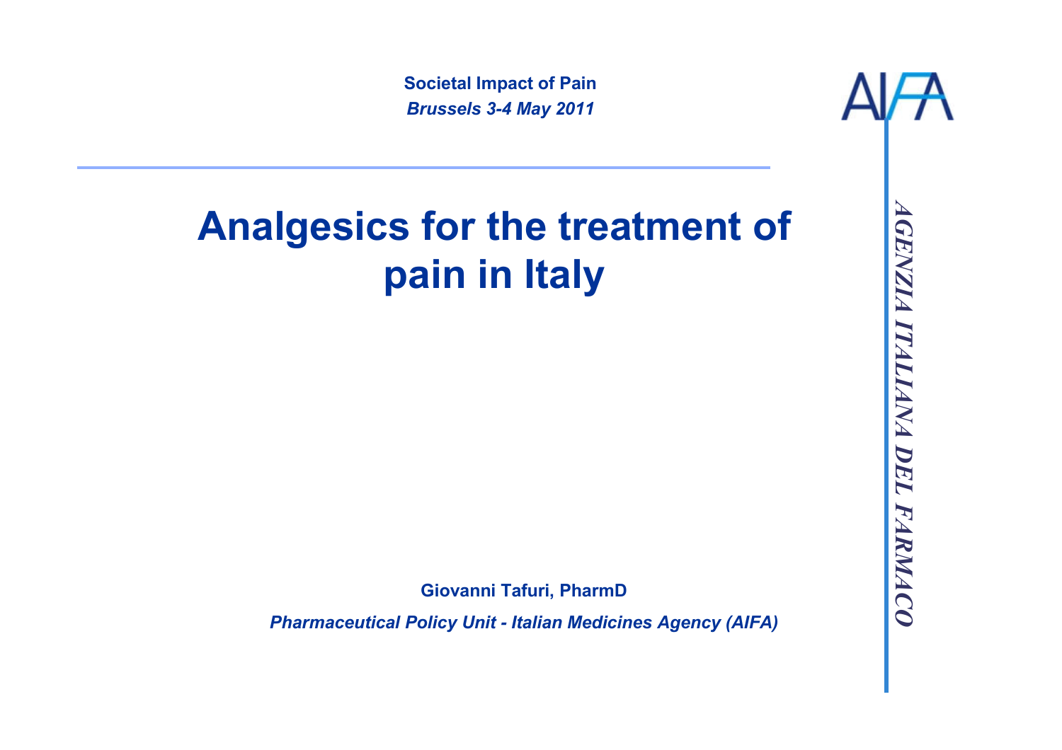**Societal Impact of Pain**

***Brussels 3-4 May 2011***

# Analgesics for the treatment of pain in Italy

**Giovanni Tafuri, PharmD**

***Pharmaceutical Policy Unit - Italian Medicines Agency (AIFA)***

AIFA

*AGENZIA ITALIANA DEL FARMACO*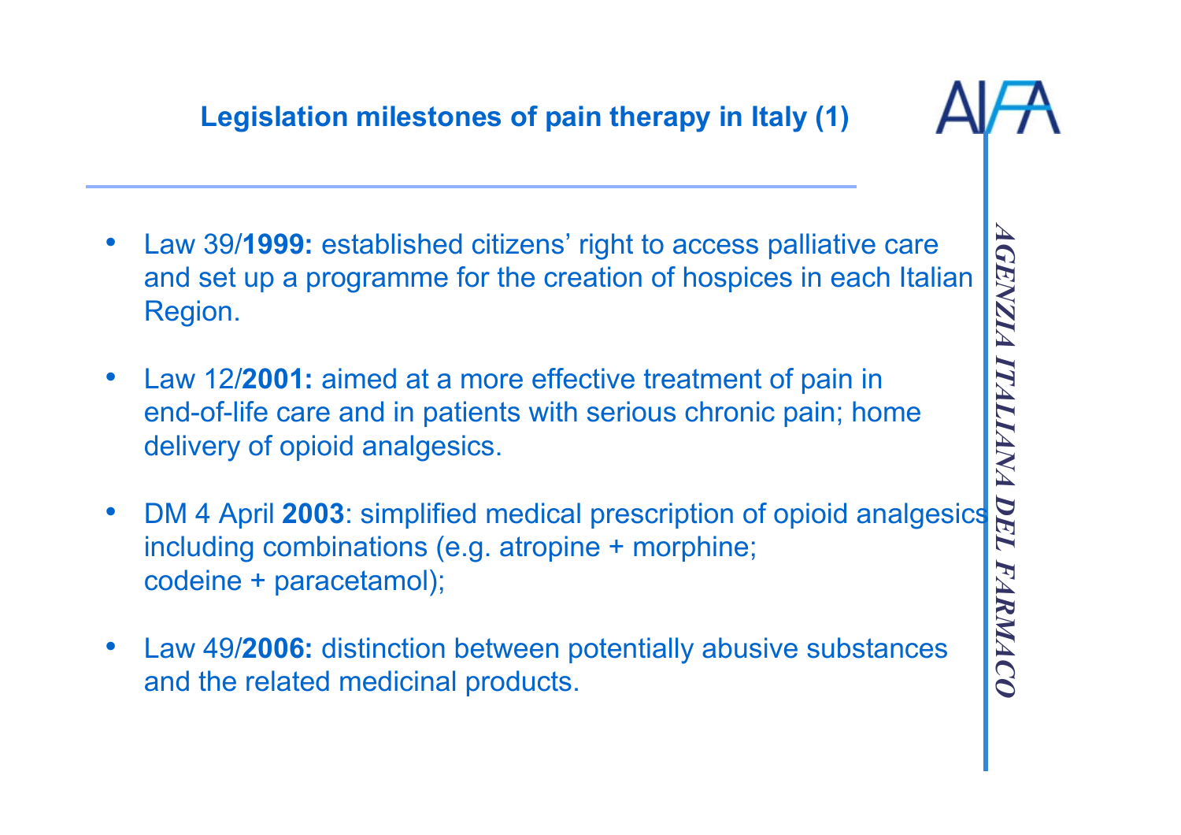## Legislation milestones of pain therapy in Italy (1)

- Law 39/**1999:** established citizens' right to access palliative care and set up a programme for the creation of hospices in each Italian Region.
- Law 12/**2001:** aimed at a more effective treatment of pain in end-of-life care and in patients with serious chronic pain; home delivery of opioid analgesics.
- DM 4 April **2003**: simplified medical prescription of opioid analgesics including combinations (e.g. atropine + morphine; codeine + paracetamol);
- Law 49/**2006:** distinction between potentially abusive substances and the related medicinal products.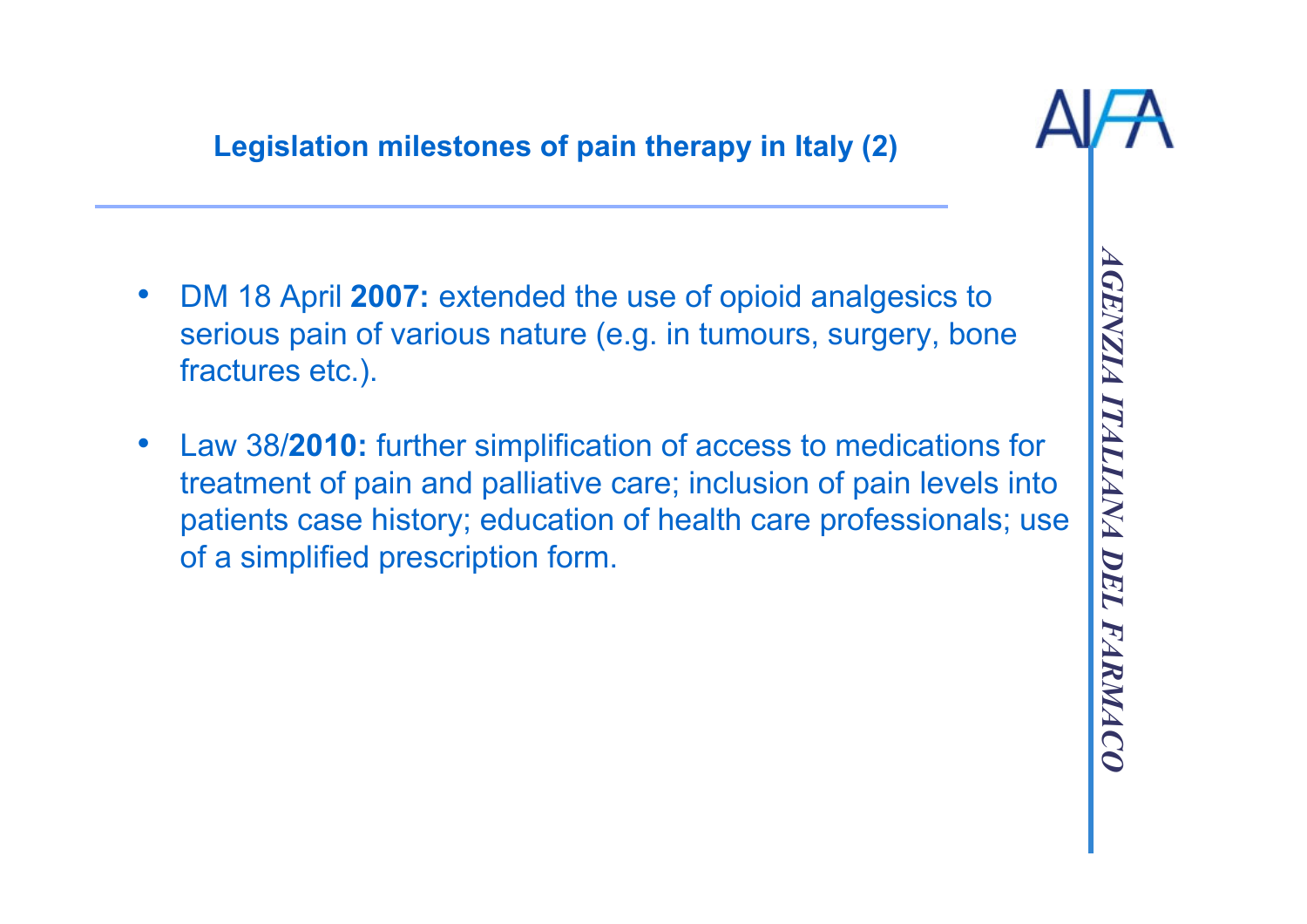## Legislation milestones of pain therapy in Italy (2)

- DM 18 April **2007:** extended the use of opioid analgesics to serious pain of various nature (e.g. in tumours, surgery, bone fractures etc.).
- Law 38/**2010:** further simplification of access to medications for treatment of pain and palliative care; inclusion of pain levels into patients case history; education of health care professionals; use of a simplified prescription form.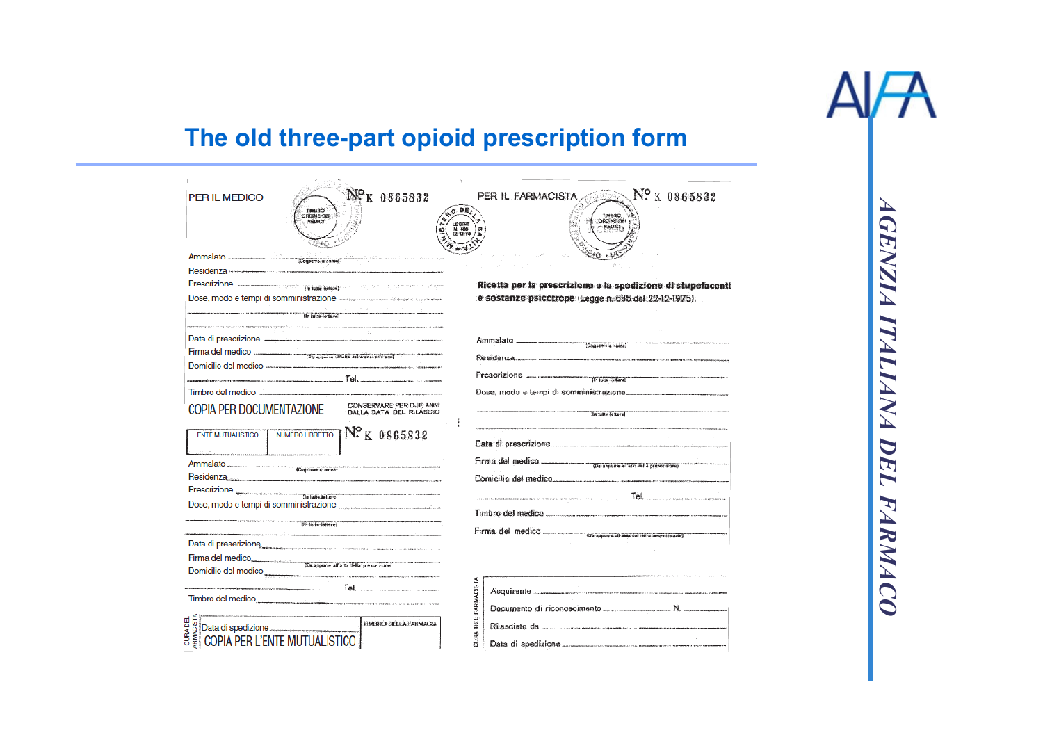# The old three-part opioid prescription form

PER IL MEDICO

TIMBRO ORDINE DEI MEDICI

N° K 0865832

Ammalato (Cognome e nome)

Residenza

Prescrizione (In tutte lettere)

Dose, modo e tempi di somministrazione (In tutte lettere)

Data di prescrizione

Firma del medico (Da apporre all'atto della prescrizione)

Domicilio del medico

Tel.

Timbro del medico

COPIA PER DOCUMENTAZIONE

CONSERVARE PER DUE ANNI DALLA DATA DEL RILASCIO

| ENTE MUTUALISTICO | NUMERO LIBRETTO |
| --- | --- |
| | |

N° K 0865832

Ammalato (Cognome e nome)

Residenza

Prescrizione (In tutte lettere)

Dose, modo e tempi di somministrazione (In tutte lettere)

Data di prescrizione

Firma del medico (Da apporre all'atto della prescrizione)

Domicilio del medico

Tel.

Timbro del medico

CURA DEL FARMACISTA

Data di spedizione

TIMBRO DELLA FARMACIA

COPIA PER L'ENTE MUTUALISTICO

MINISTERO DELLA SANITÀ — LEGGE N. 685 22-12-75

PER IL FARMACISTA

TIMBRO ORDINE DEI MEDICI

N° K 0865832

**Ricetta per la prescrizione e la spedizione di stupefacenti e sostanze psicotrope** (Legge n. 685 del 22-12-1975).

Ammalato (Cognome e nome)

Residenza

Prescrizione (In tutte lettere)

Dose, modo e tempi di somministrazione (In tutte lettere)

Data di prescrizione

Firma del medico (Da apporre all'atto della prescrizione)

Domicilio del medico

Tel.

Timbro del medico

Firma del medico (Da apporre all'atto del ritiro del medicinale)

CURA DEL FARMACISTA

Acquirente

Documento di riconoscimento N.

Rilasciato da

Data di spedizione

AIFA

*AGENZIA ITALIANA DEL FARMACO*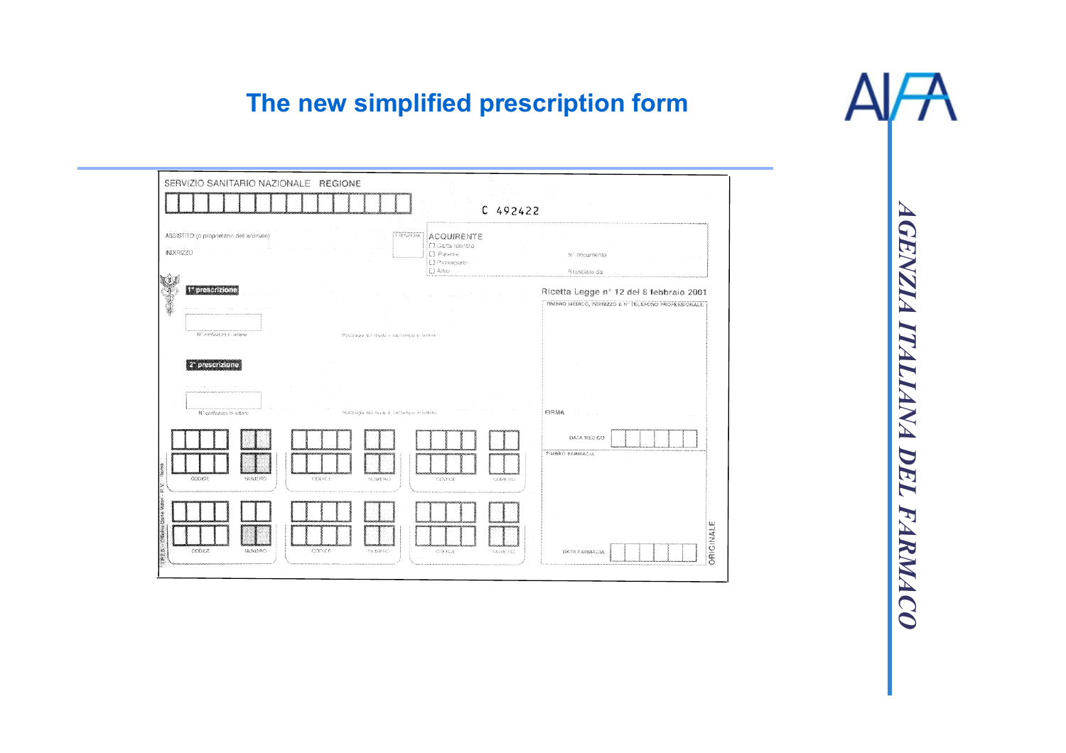# The new simplified prescription form

SERVIZIO SANITARIO NAZIONALE REGIONE

C 492422

ASSISTITO (o proprietario dell'animale)

INDIRIZZO

ACQUIRENTE
- Carta identità
- Patente
- Passaporto
- Altro

N° documento

Rilasciato da

1ª prescrizione

N° confezioni in lettere

Posologia (in modo e nel tempo) in lettere

2ª prescrizione

N° confezioni in lettere

Posologia (in modo e nel tempo) in lettere

Ricetta Legge n° 12 del 8 febbraio 2001

TIMBRO MEDICO, INDIRIZZO E N° TELEFONO PROFESSIONALE

FIRMA

DATA MEDICO

TIMBRO FARMACIA

CODICE NUMERO CODICE NUMERO CODICE NUMERO

CODICE NUMERO CODICE NUMERO CODICE NUMERO

DATA FARMACIA

ORIGINALE

AGENZIA ITALIANA DEL FARMACO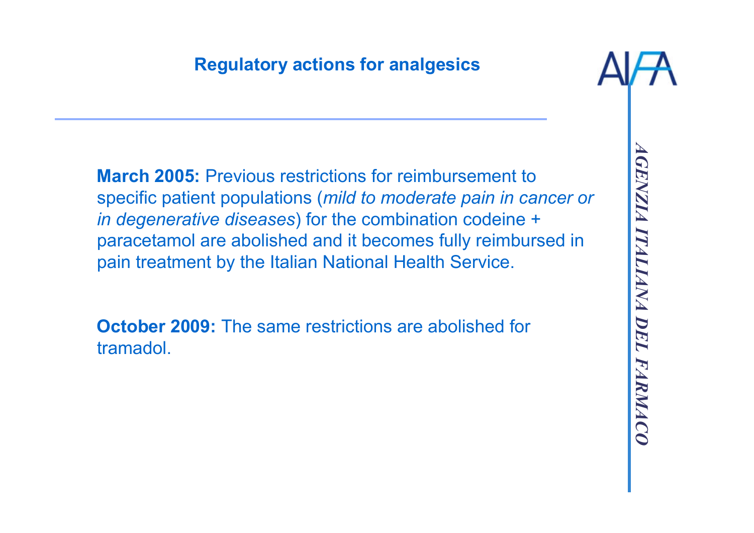## Regulatory actions for analgesics

**March 2005:** Previous restrictions for reimbursement to specific patient populations (*mild to moderate pain in cancer or in degenerative diseases*) for the combination codeine + paracetamol are abolished and it becomes fully reimbursed in pain treatment by the Italian National Health Service.

**October 2009:** The same restrictions are abolished for tramadol.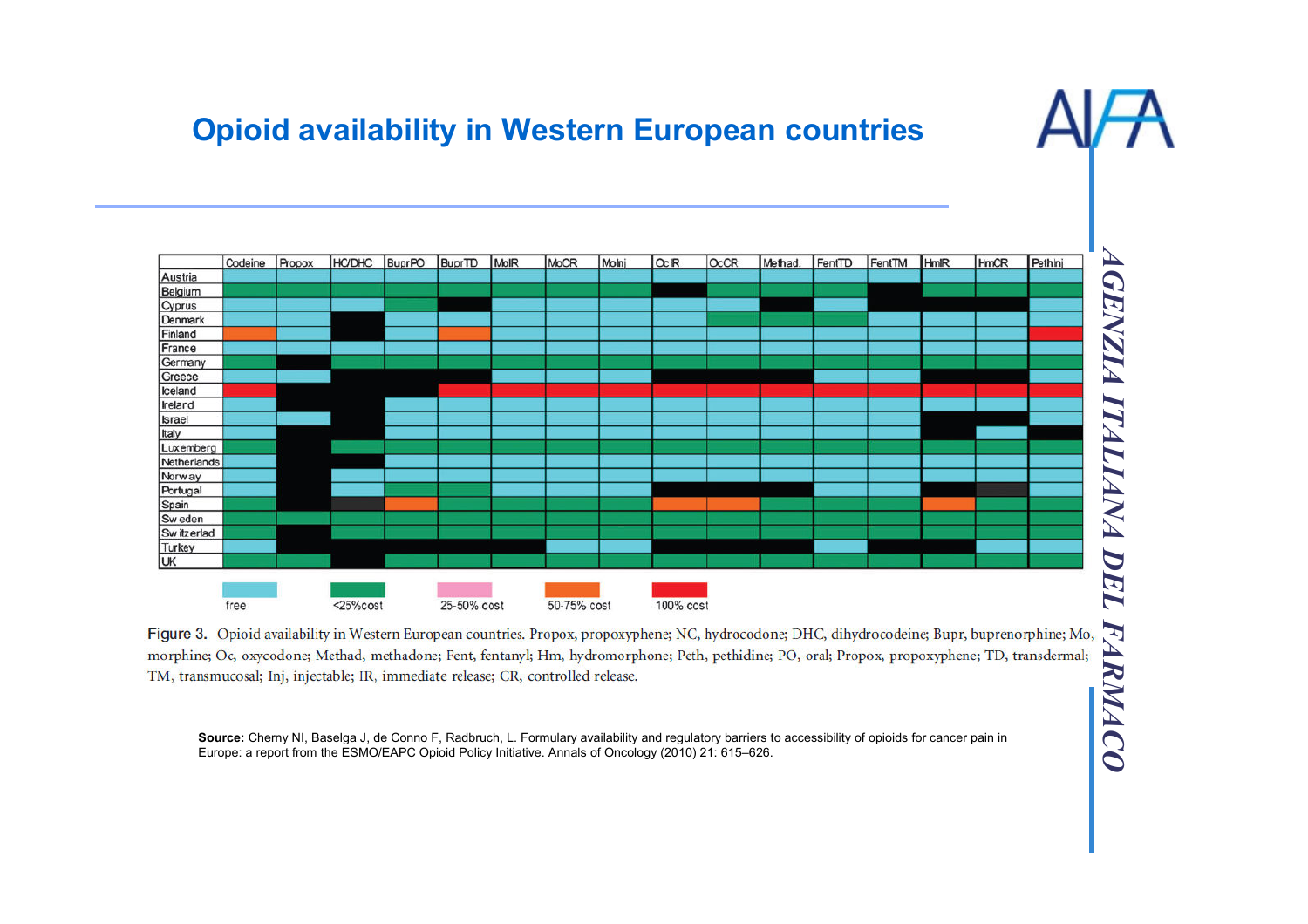# Opioid availability in Western European countries

Legend: free | <25% cost | 25-50% cost | 50-75% cost | 100% cost

Figure 3. Opioid availability in Western European countries. Propox, propoxyphene; NC, hydrocodone; DHC, dihydrocodeine; Bupr, buprenorphine; Mo, morphine; Oc, oxycodone; Methad, methadone; Fent, fentanyl; Hm, hydromorphone; Peth, pethidine; PO, oral; Propox, propoxyphene; TD, transdermal; TM, transmucosal; Inj, injectable; IR, immediate release; CR, controlled release.

**Source:** Cherny NI, Baselga J, de Conno F, Radbruch, L. Formulary availability and regulatory barriers to accessibility of opioids for cancer pain in Europe: a report from the ESMO/EAPC Opioid Policy Initiative. Annals of Oncology (2010) 21: 615–626.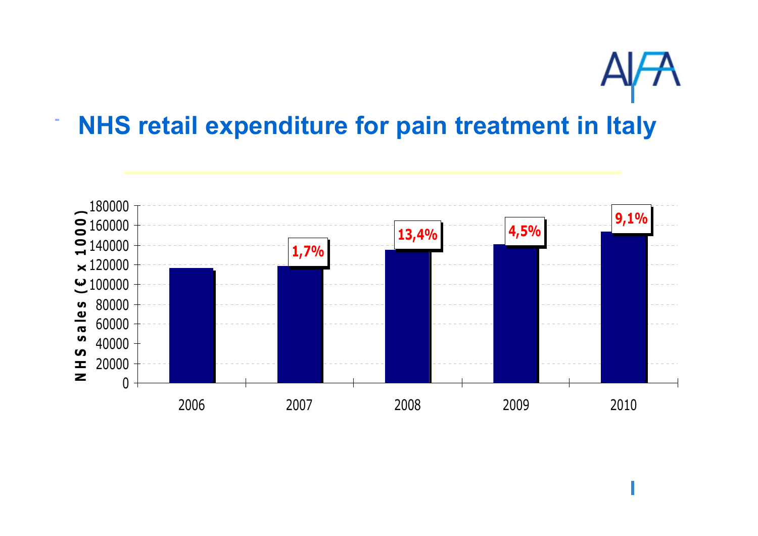## NHS retail expenditure for pain treatment in Italy

NHS sales (€ x 1000)

| Year | Growth |
|---|---|
| 2006 | |
| 2007 | 1,7% |
| 2008 | 13,4% |
| 2009 | 4,5% |
| 2010 | 9,1% |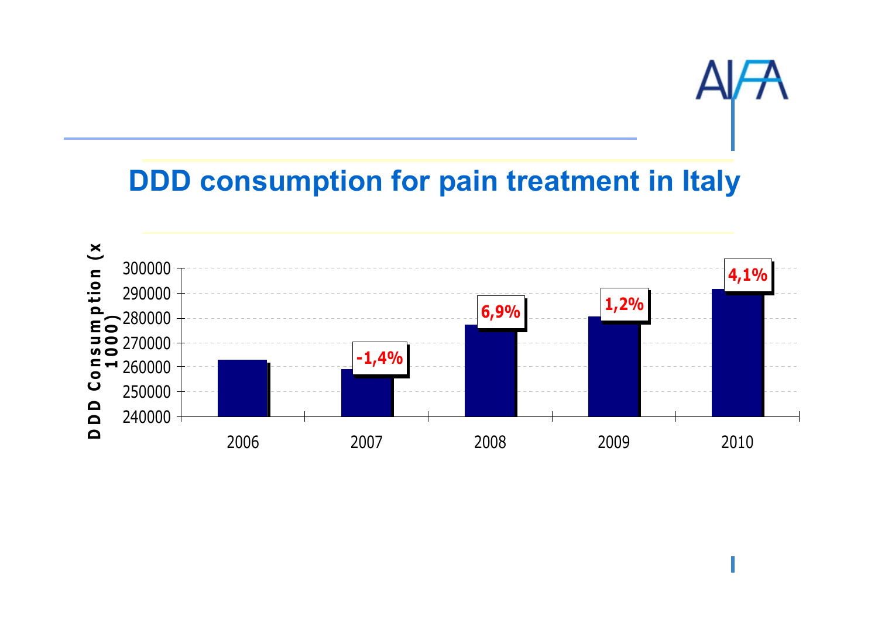# DDD consumption for pain treatment in Italy

DDD Consumption (x 1000)

| Year | Change |
| --- | --- |
| 2006 | |
| 2007 | -1,4% |
| 2008 | 6,9% |
| 2009 | 1,2% |
| 2010 | 4,1% |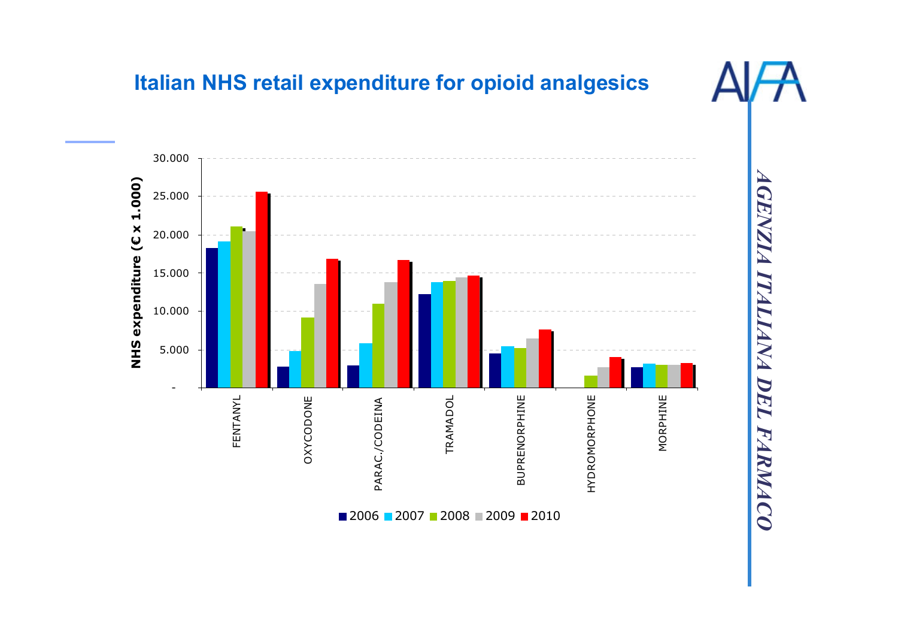## Italian NHS retail expenditure for opioid analgesics

| | 2006 | 2007 | 2008 | 2009 | 2010 |
|---|---|---|---|---|---|
| FENTANYL | | | | | |
| OXYCODONE | | | | | |
| PARAC./CODEINA | | | | | |
| TRAMADOL | | | | | |
| BUPRENORPHINE | | | | | |
| HYDROMORPHONE | | | | | |
| MORPHINE | | | | | |

NHS expenditure (€ x 1.000)

*AGENZIA ITALIANA DEL FARMACO*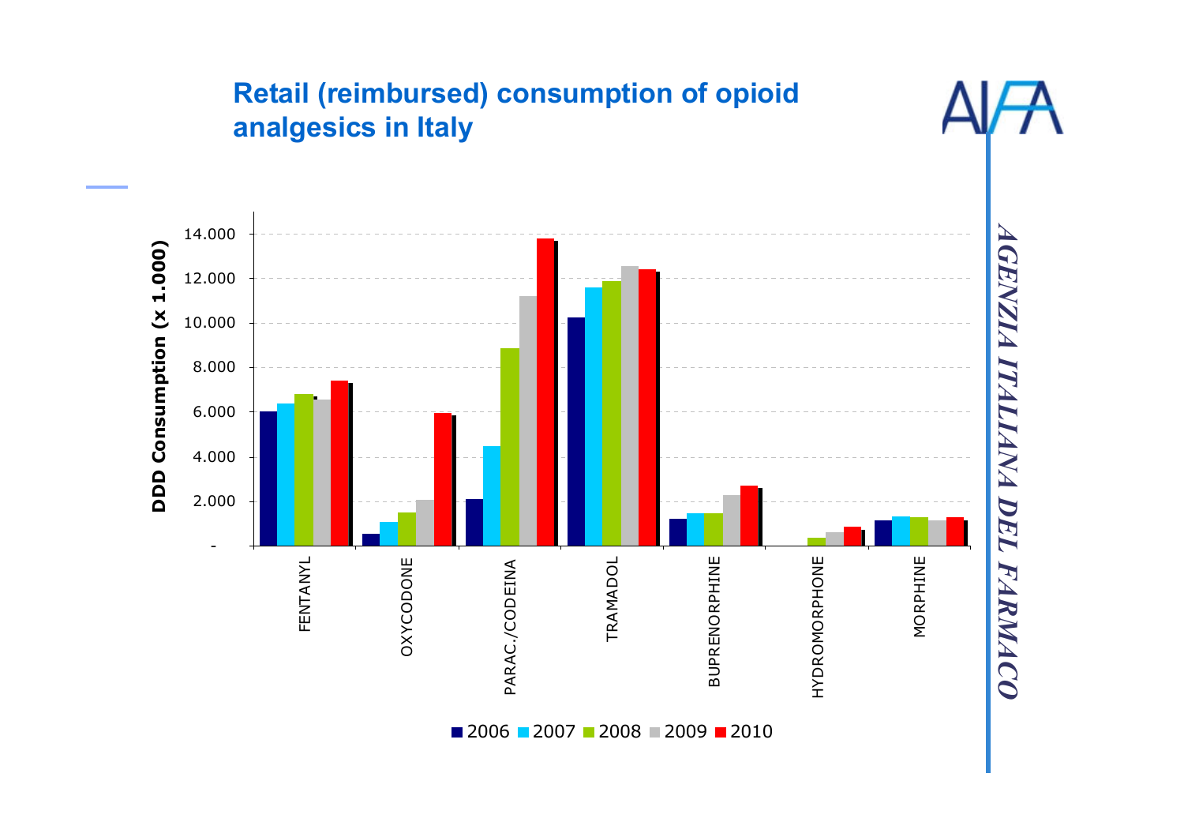## Retail (reimbursed) consumption of opioid analgesics in Italy

AGENZIA ITALIANA DEL FARMACO

DDD Consumption (x 1.000)

14.000
12.000
10.000
8.000
6.000
4.000
2.000
-

FENTANYL
OXYCODONE
PARAC./CODEINA
TRAMADOL
BUPRENORPHINE
HYDROMORPHONE
MORPHINE

2006 2007 2008 2009 2010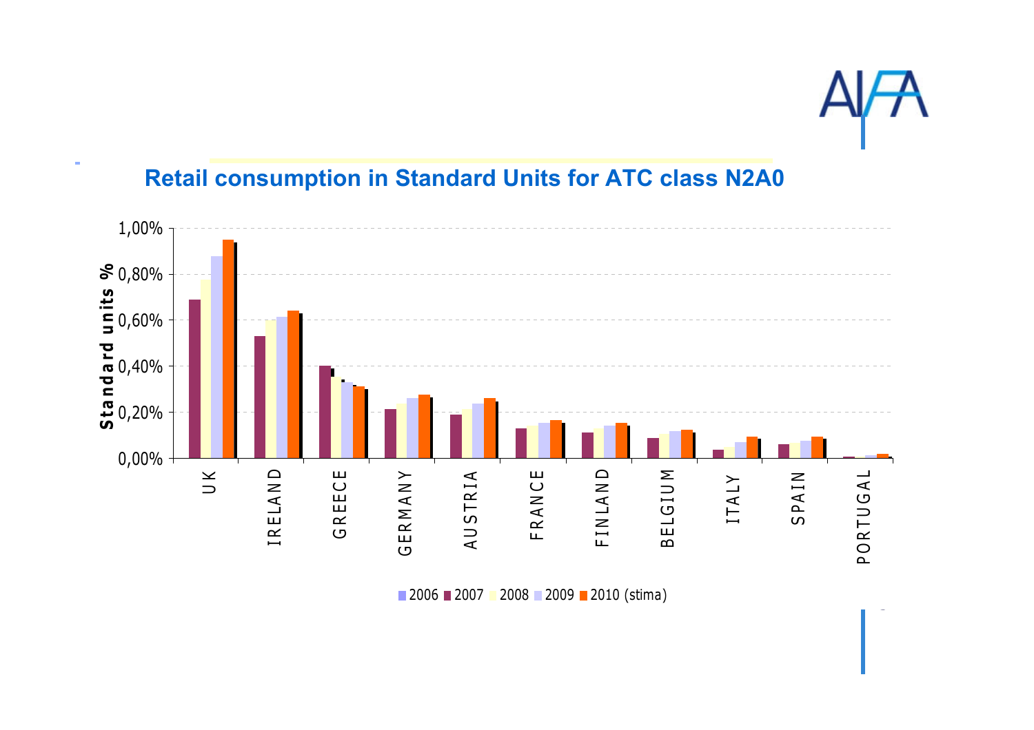## Retail consumption in Standard Units for ATC class N2A0

Standard units %

1,00%
0,80%
0,60%
0,40%
0,20%
0,00%

UK, IRELAND, GREECE, GERMANY, AUSTRIA, FRANCE, FINLAND, BELGIUM, ITALY, SPAIN, PORTUGAL

2006 2007 2008 2009 2010 (stima)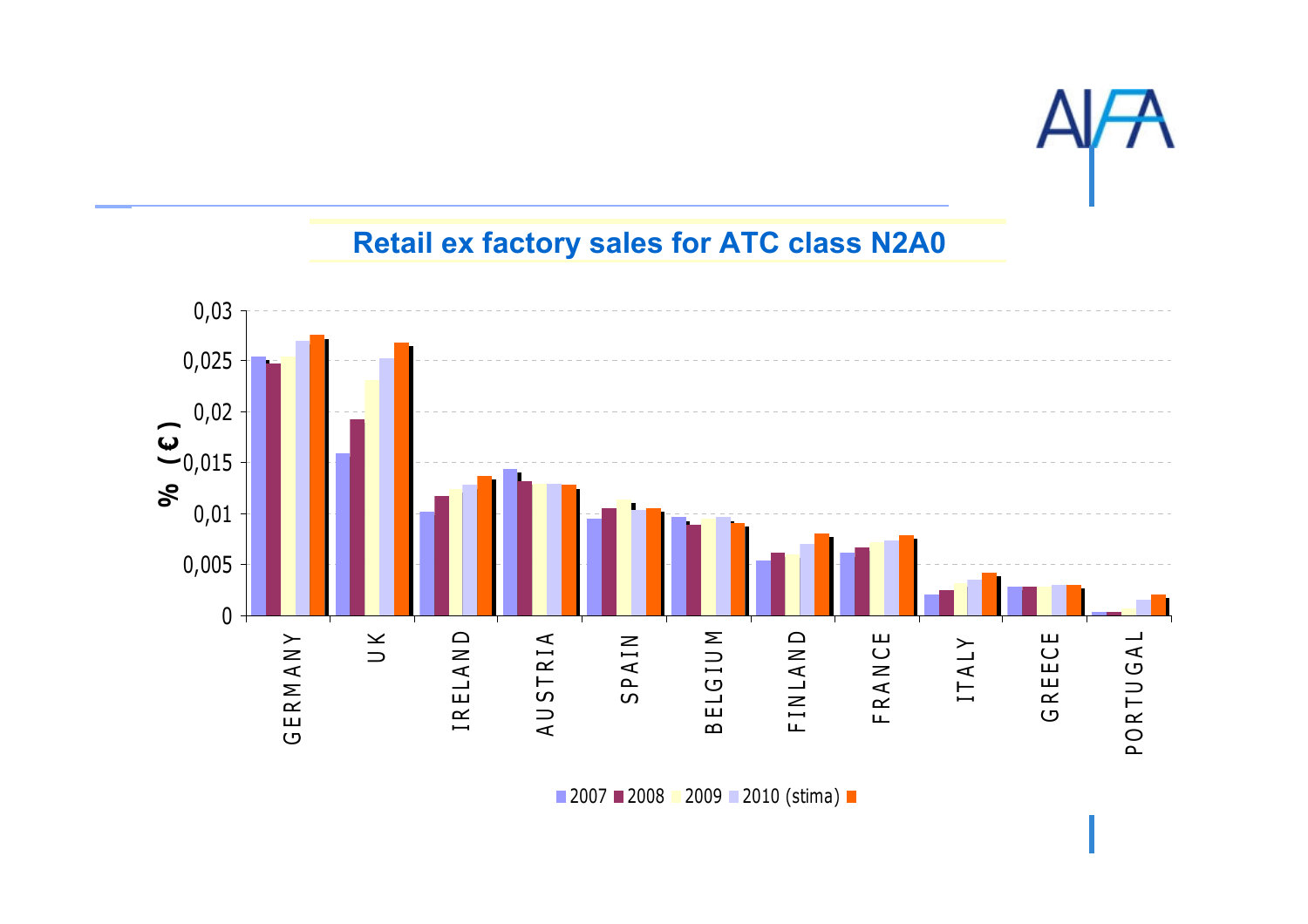## Retail ex factory sales for ATC class N2A0

% (€)

0,03
0,025
0,02
0,015
0,01
0,005
0

GERMANY UK IRELAND AUSTRIA SPAIN BELGIUM FINLAND FRANCE ITALY GREECE PORTUGAL

2007 2008 2009 2010 (stima)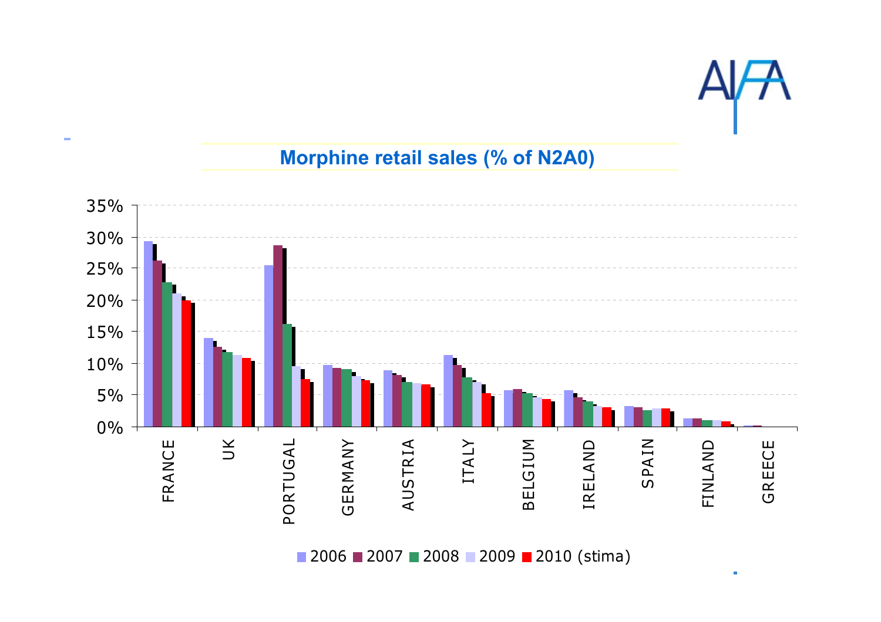## Morphine retail sales (% of N2A0)

35%
30%
25%
20%
15%
10%
5%
0%

FRANCE UK PORTUGAL GERMANY AUSTRIA ITALY BELGIUM IRELAND SPAIN FINLAND GREECE

2006 2007 2008 2009 2010 (stima)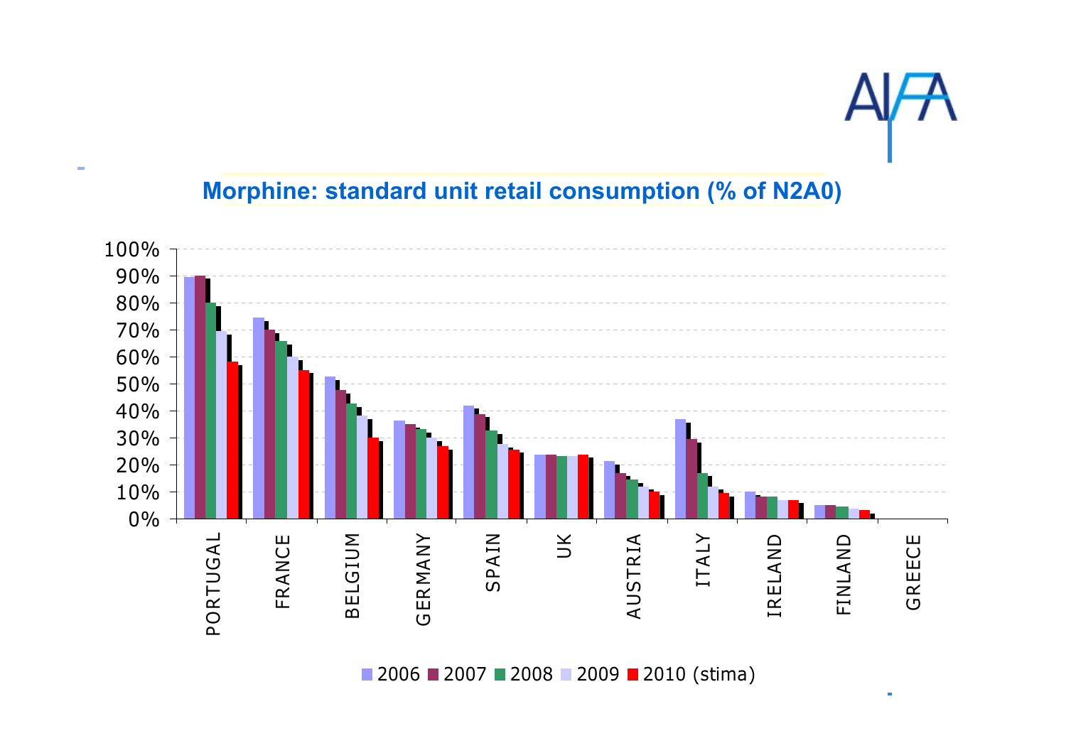## Morphine: standard unit retail consumption (% of N2A0)

| Country | 2006 | 2007 | 2008 | 2009 | 2010 (stima) |
|---|---|---|---|---|---|
| PORTUGAL | 90% | 90% | 80% | 70% | 58% |
| FRANCE | 75% | 70% | 66% | 60% | 55% |
| BELGIUM | 53% | 48% | 43% | 38% | 30% |
| GERMANY | 36% | 35% | 33% | 30% | 27% |
| SPAIN | 42% | 39% | 33% | 28% | 26% |
| UK | 24% | 24% | 23% | 23% | 24% |
| AUSTRIA | 21% | 17% | 15% | 12% | 10% |
| ITALY | 37% | 30% | 17% | 12% | 10% |
| IRELAND | 10% | 8% | 8% | 7% | 7% |
| FINLAND | 5% | 5% | 5% | 4% | 3% |
| GREECE | | | | | |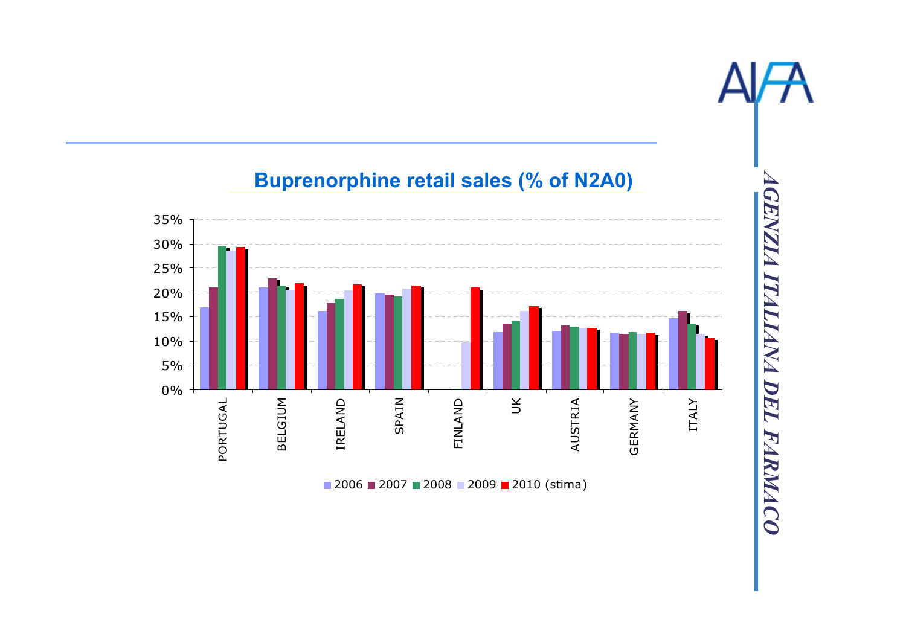## Buprenorphine retail sales (% of N2A0)

35%
30%
25%
20%
15%
10%
5%
0%

PORTUGAL BELGIUM IRELAND SPAIN FINLAND UK AUSTRIA GERMANY ITALY

2006 2007 2008 2009 2010 (stima)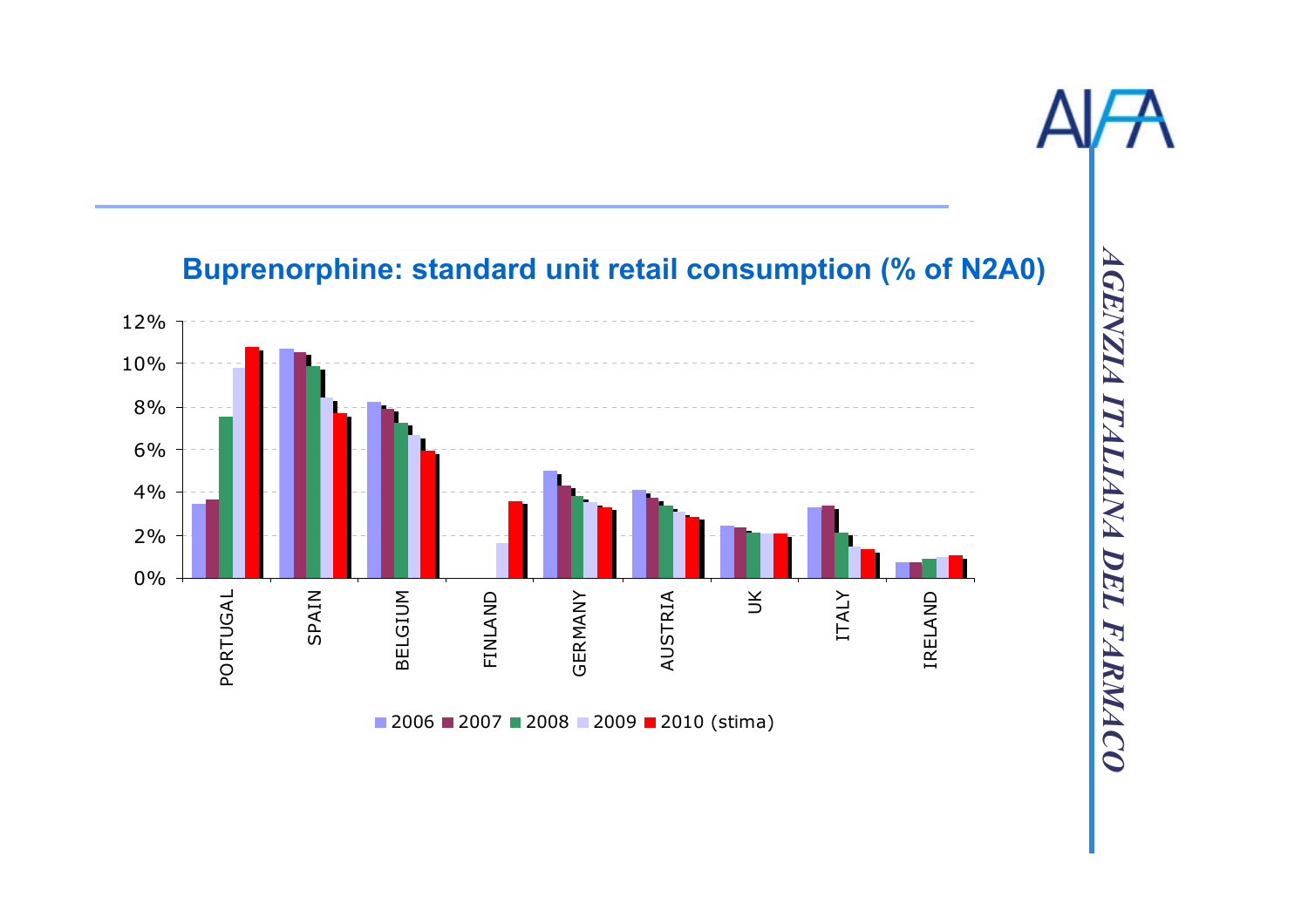## Buprenorphine: standard unit retail consumption (% of N2A0)

12%
10%
8%
6%
4%
2%
0%

PORTUGAL SPAIN BELGIUM FINLAND GERMANY AUSTRIA UK ITALY IRELAND

2006 2007 2008 2009 2010 (stima)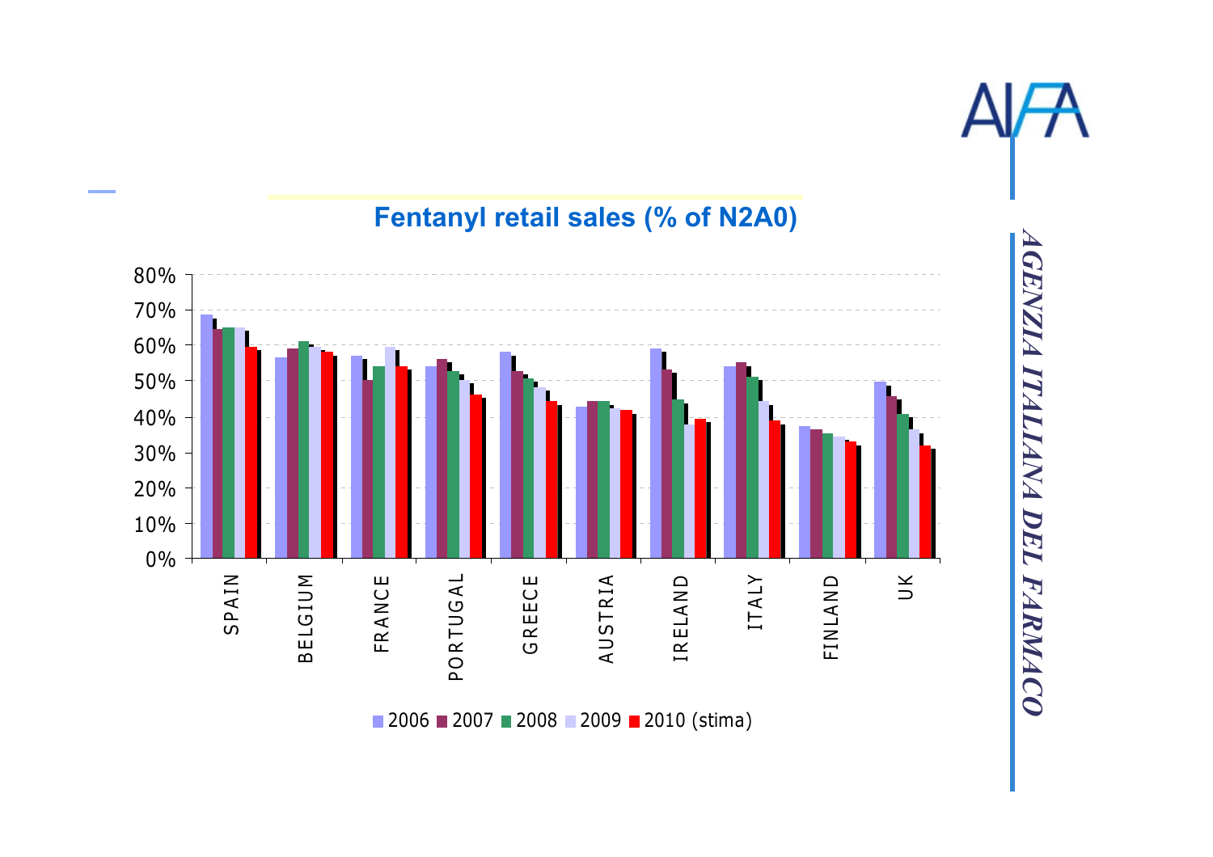## Fentanyl retail sales (% of N2A0)

| Country | 2006 | 2007 | 2008 | 2009 | 2010 (stima) |
|---|---|---|---|---|---|
| SPAIN | 69% | 65% | 65% | 65% | 59% |
| BELGIUM | 56% | 59% | 61% | 59% | 58% |
| FRANCE | 57% | 50% | 54% | 59% | 54% |
| PORTUGAL | 54% | 56% | 53% | 50% | 46% |
| GREECE | 58% | 53% | 51% | 48% | 44% |
| AUSTRIA | 43% | 44% | 44% | 42% | 42% |
| IRELAND | 59% | 53% | 45% | 38% | 39% |
| ITALY | 54% | 55% | 51% | 44% | 39% |
| FINLAND | 37% | 36% | 35% | 34% | 33% |
| UK | 50% | 46% | 41% | 36% | 32% |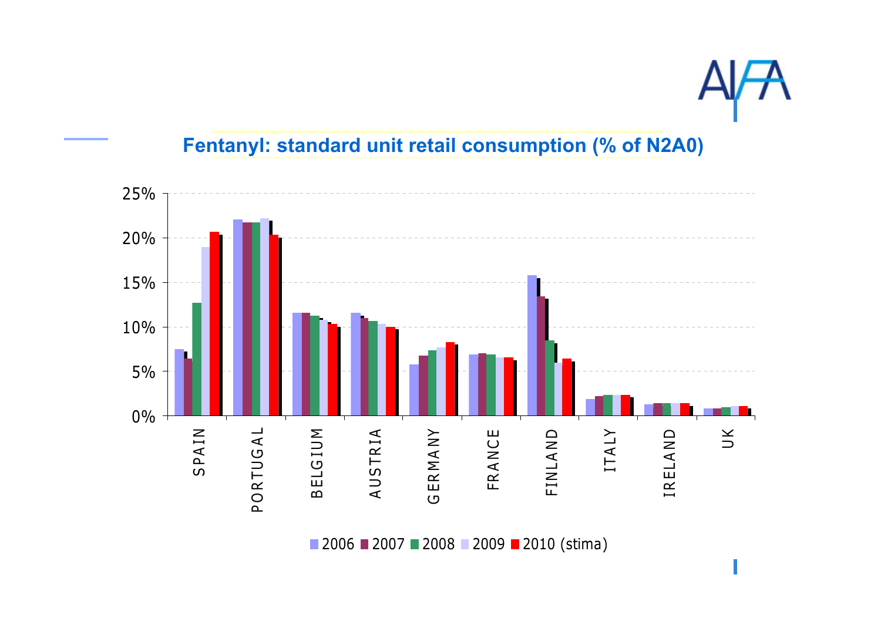## Fentanyl: standard unit retail consumption (% of N2A0)

25%
20%
15%
10%
5%
0%

SPAIN PORTUGAL BELGIUM AUSTRIA GERMANY FRANCE FINLAND ITALY IRELAND UK

2006 2007 2008 2009 2010 (stima)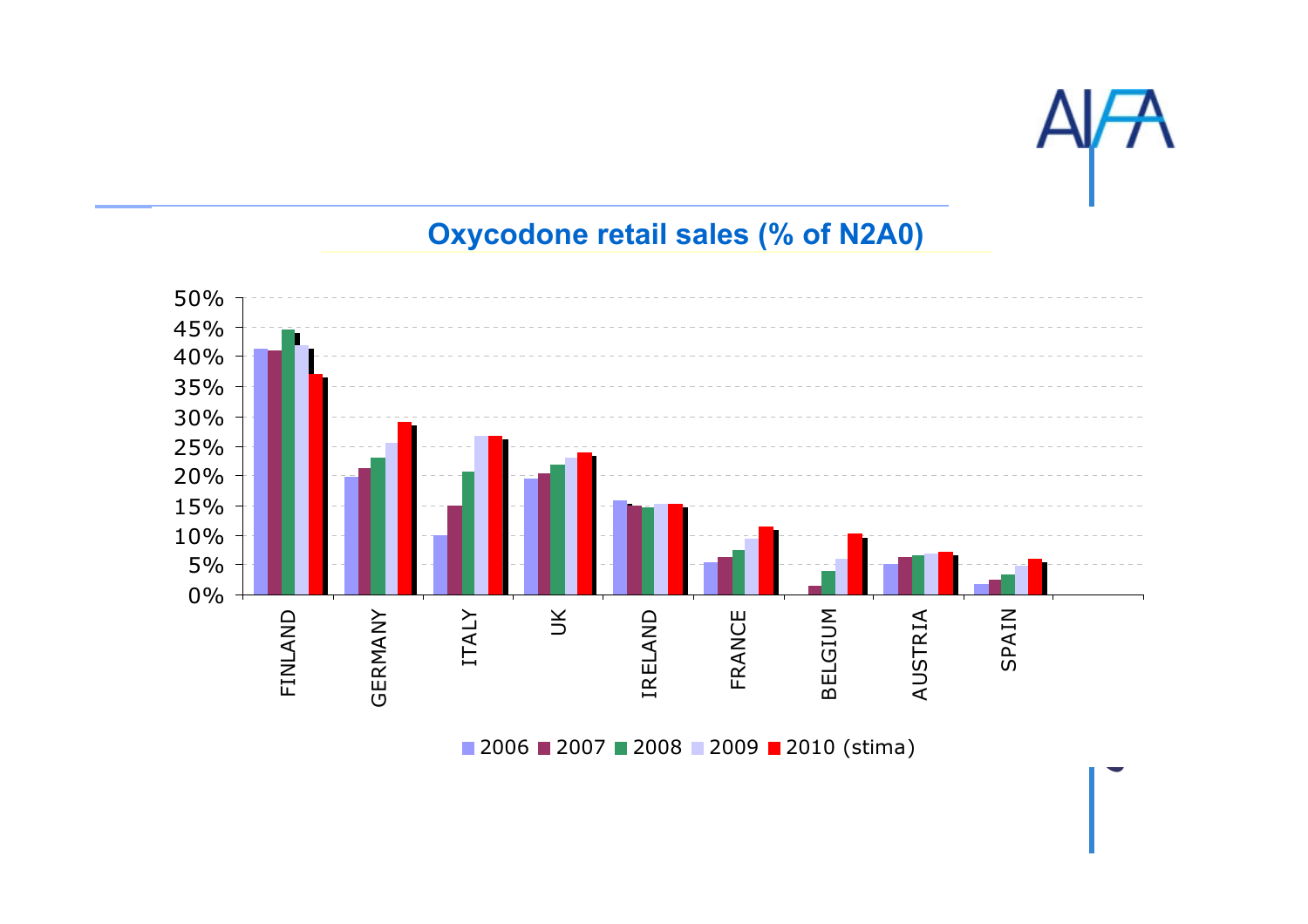## Oxycodone retail sales (% of N2A0)

50%
45%
40%
35%
30%
25%
20%
15%
10%
5%
0%

FINLAND GERMANY ITALY UK IRELAND FRANCE BELGIUM AUSTRIA SPAIN

2006 2007 2008 2009 2010 (stima)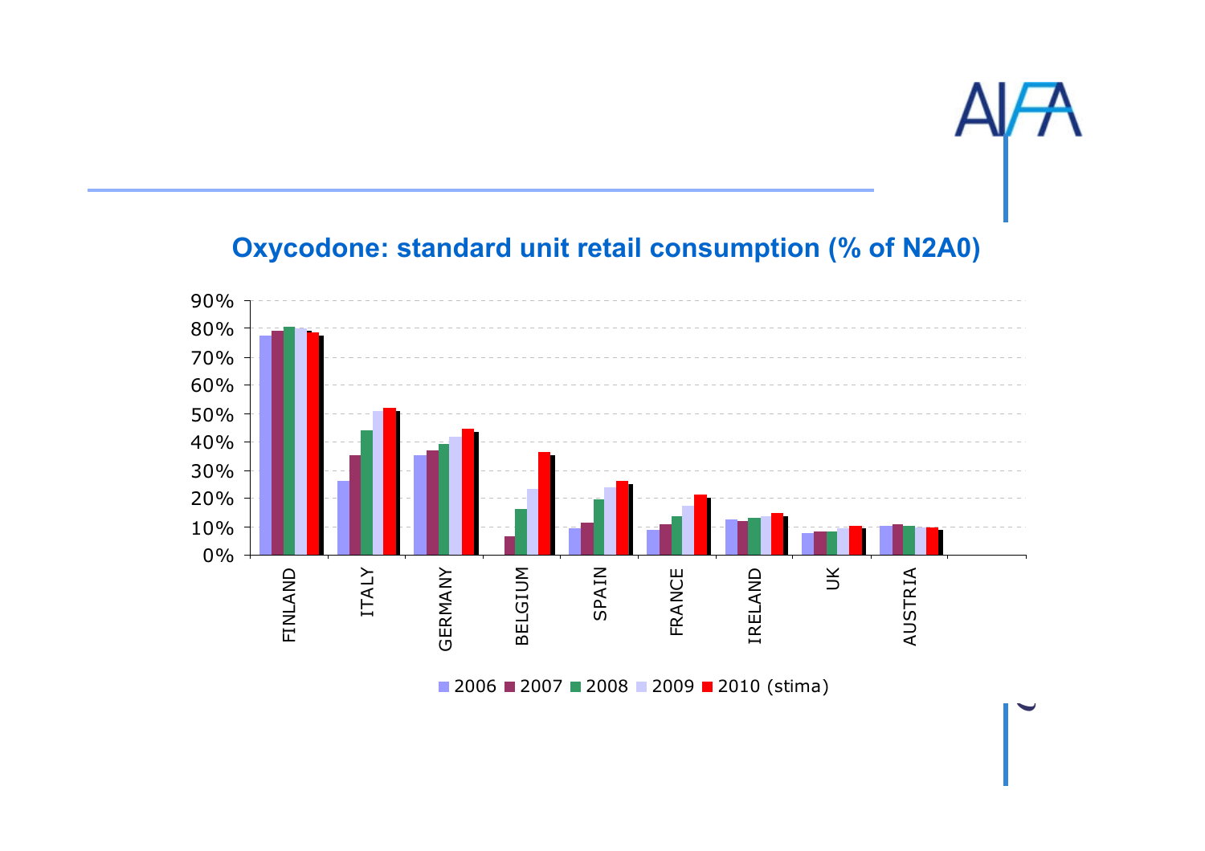## Oxycodone: standard unit retail consumption (% of N2A0)

| Country | 2006 | 2007 | 2008 | 2009 | 2010 (stima) |
|---|---|---|---|---|---|
| FINLAND | 77% | 79% | 80% | 80% | 78% |
| ITALY | 26% | 35% | 44% | 51% | 52% |
| GERMANY | 35% | 37% | 39% | 42% | 44% |
| BELGIUM | | 7% | 16% | 23% | 36% |
| SPAIN | 9% | 11% | 20% | 24% | 26% |
| FRANCE | 9% | 11% | 14% | 17% | 21% |
| IRELAND | 12% | 12% | 13% | 14% | 15% |
| UK | 8% | 8% | 8% | 9% | 10% |
| AUSTRIA | 10% | 11% | 10% | 10% | 10% |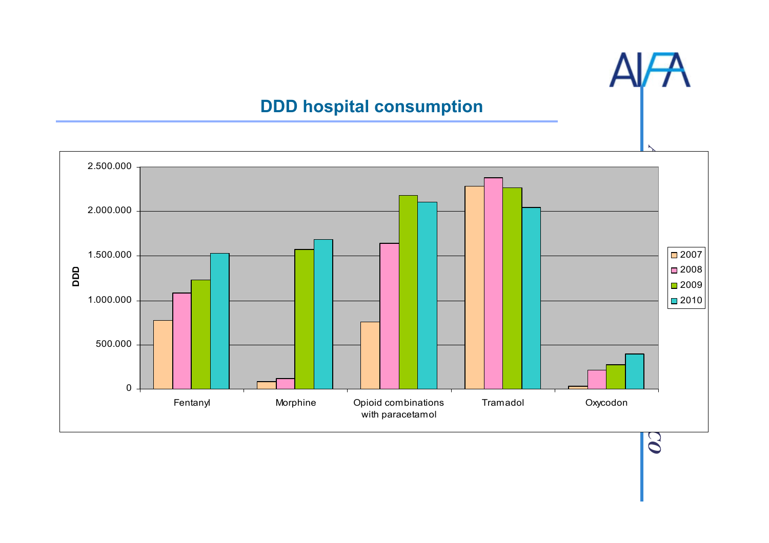## DDD hospital consumption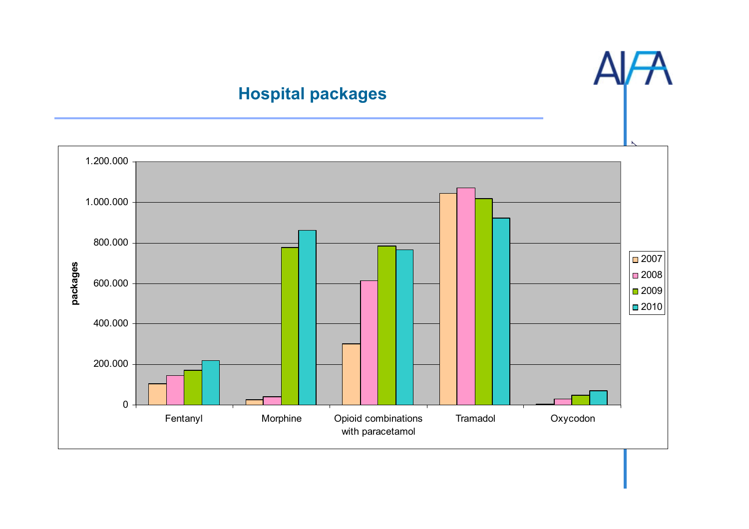## Hospital packages

packages

| | 2007 | 2008 | 2009 | 2010 |
|---|---|---|---|---|
| Fentanyl | | | | |
| Morphine | | | | |
| Opioid combinations with paracetamol | | | | |
| Tramadol | | | | |
| Oxycodon | | | | |

1.200.000
1.000.000
800.000
600.000
400.000
200.000
0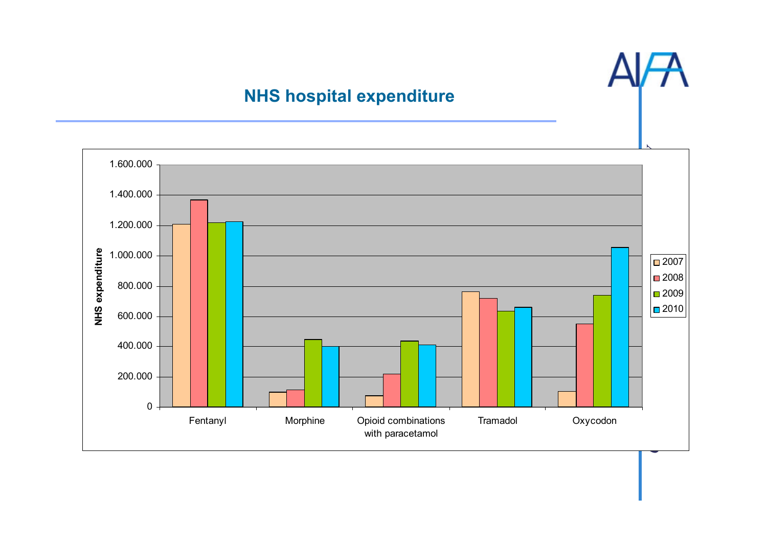# NHS hospital expenditure

| | 2007 | 2008 | 2009 | 2010 |
|---|---|---|---|---|
| Fentanyl | ~1.210.000 | ~1.370.000 | ~1.220.000 | ~1.225.000 |
| Morphine | ~100.000 | ~115.000 | ~450.000 | ~400.000 |
| Opioid combinations with paracetamol | ~75.000 | ~220.000 | ~435.000 | ~410.000 |
| Tramadol | ~765.000 | ~720.000 | ~635.000 | ~660.000 |
| Oxycodon | ~105.000 | ~550.000 | ~740.000 | ~1.055.000 |

*Values are approximate, estimated from the bar chart (y-axis: NHS expenditure, 0 to 1.600.000).*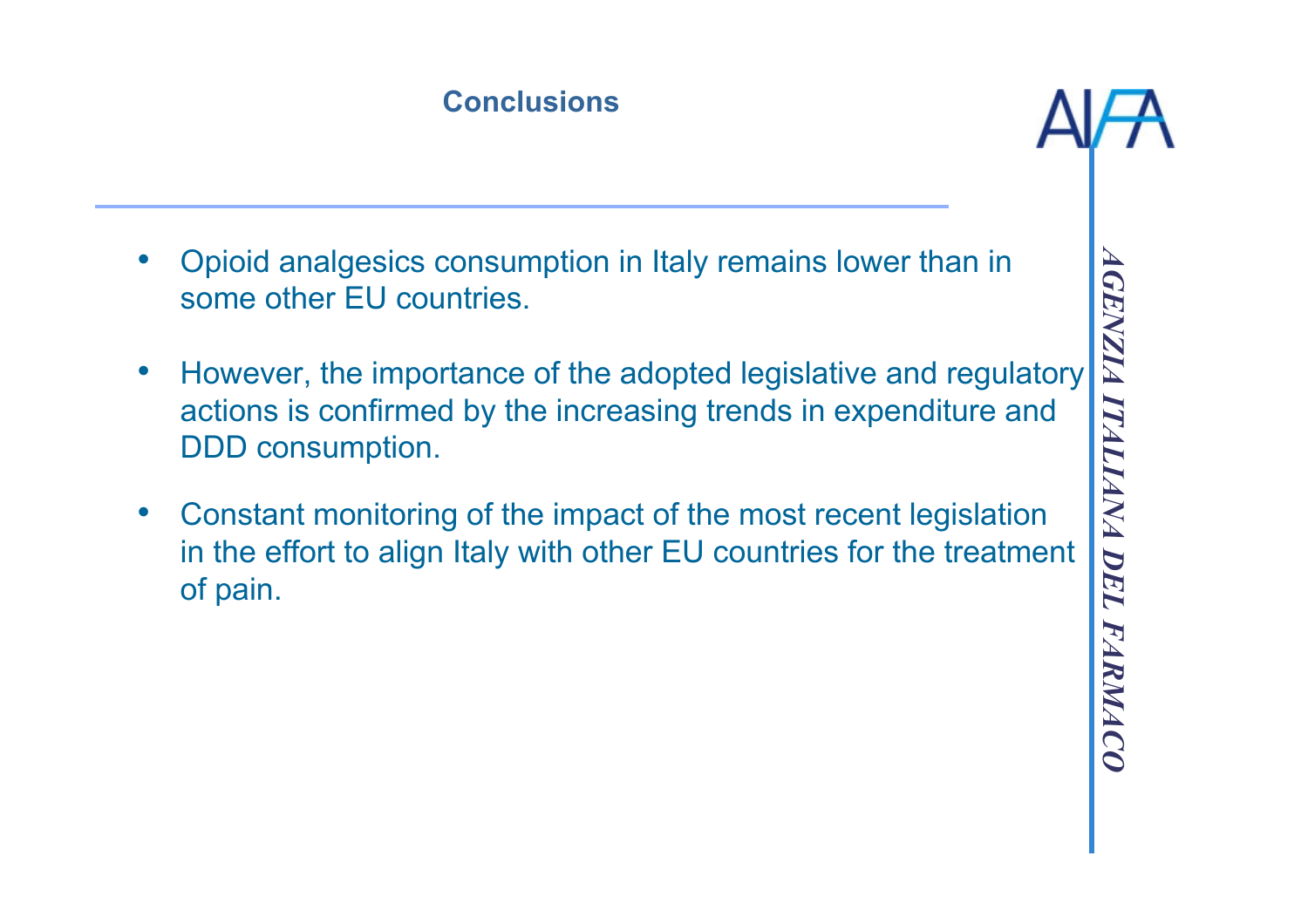## Conclusions

- Opioid analgesics consumption in Italy remains lower than in some other EU countries.
- However, the importance of the adopted legislative and regulatory actions is confirmed by the increasing trends in expenditure and DDD consumption.
- Constant monitoring of the impact of the most recent legislation in the effort to align Italy with other EU countries for the treatment of pain.